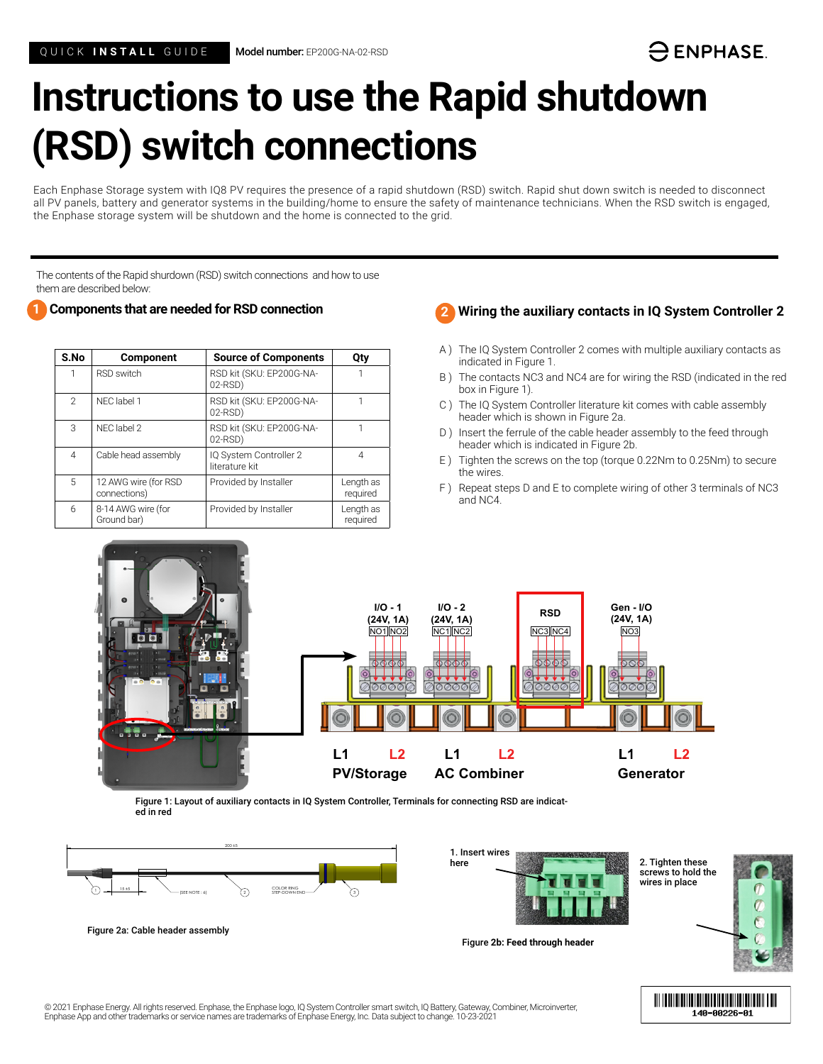QUICK **INSTALL** GUIDE **Model number:** EP200G-NA-02-RSD

# Instructions to use the Rapid shutdown (RSD) switch connections

Each Enphase Storage system with IQ8 PV requires the presence of a rapid shutdown (RSD) switch. Rapid shut down switch is needed to disconnect all PV panels, battery and generator systems in the building/home to ensure the safety of maintenance technicians. When the RSD switch is engaged, the Enphase storage system will be shutdown and the home is connected to the grid.

The contents of the Rapid shurdown (RSD) switch connections and how to use them are described below:

## 1 Components that are needed for RSD connection

| S.No | Component | Source of Components | Qty |
|---|---|---|---|
| 1 | RSD switch | RSD kit (SKU: EP200G-NA-02-RSD) | 1 |
| 2 | NEC label 1 | RSD kit (SKU: EP200G-NA-02-RSD) | 1 |
| 3 | NEC label 2 | RSD kit (SKU: EP200G-NA-02-RSD) | 1 |
| 4 | Cable head assembly | IQ System Controller 2 literature kit | 4 |
| 5 | 12 AWG wire (for RSD connections) | Provided by Installer | Length as required |
| 6 | 8-14 AWG wire (for Ground bar) | Provided by Installer | Length as required |

## 2 Wiring the auxiliary contacts in IQ System Controller 2

A ) The IQ System Controller 2 comes with multiple auxiliary contacts as indicated in Figure 1.

B ) The contacts NC3 and NC4 are for wiring the RSD (indicated in the red box in Figure 1).

C ) The IQ System Controller literature kit comes with cable assembly header which is shown in Figure 2a.

D ) Insert the ferrule of the cable header assembly to the feed through header which is indicated in Figure 2b.

E ) Tighten the screws on the top (torque 0.22Nm to 0.25Nm) to secure the wires.

F ) Repeat steps D and E to complete wiring of other 3 terminals of NC3 and NC4.

I/O - 1 (24V, 1A) NO1 NO2 — I/O - 2 (24V, 1A) NC1 NC2 — RSD NC3 NC4 — Gen - I/O (24V, 1A) NO3

L1 L2 PV/Storage — L1 L2 AC Combiner — L1 L2 Generator

Figure 1: Layout of auxiliary contacts in IQ System Controller, Terminals for connecting RSD are indicated in red

Figure 2a: Cable header assembly

1. Insert wires here

2. Tighten these screws to hold the wires in place

Figure 2b: Feed through header

© 2021 Enphase Energy. All rights reserved. Enphase, the Enphase logo, IQ System Controller smart switch, IQ Battery, Gateway, Combiner, Microinverter, Enphase App and other trademarks or service names are trademarks of Enphase Energy, Inc. Data subject to change. 10-23-2021

140-00226-01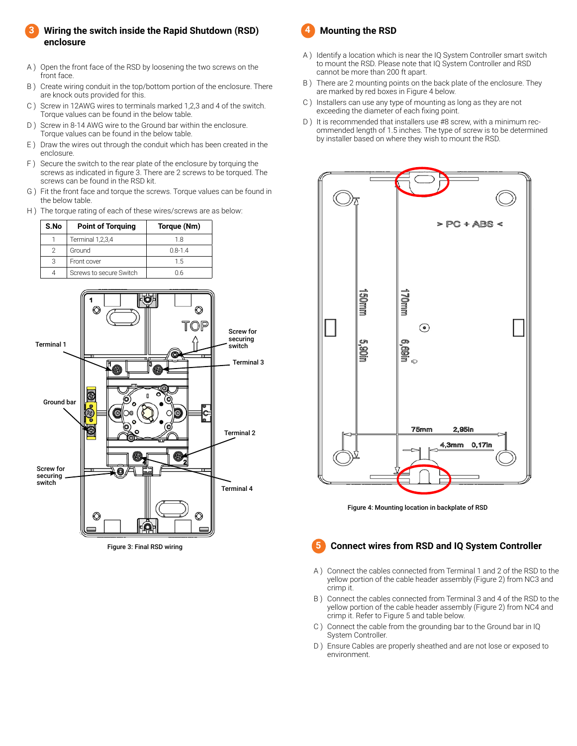## 3 Wiring the switch inside the Rapid Shutdown (RSD) enclosure

A ) Open the front face of the RSD by loosening the two screws on the front face.

B ) Create wiring conduit in the top/bottom portion of the enclosure. There are knock outs provided for this.

C ) Screw in 12AWG wires to terminals marked 1,2,3 and 4 of the switch. Torque values can be found in the below table.

D ) Screw in 8-14 AWG wire to the Ground bar within the enclosure. Torque values can be found in the below table.

E ) Draw the wires out through the conduit which has been created in the enclosure.

F ) Secure the switch to the rear plate of the enclosure by torquing the screws as indicated in figure 3. There are 2 screws to be torqued. The screws can be found in the RSD kit.

G ) Fit the front face and torque the screws. Torque values can be found in the below table.

H ) The torque rating of each of these wires/screws are as below:

| S.No | Point of Torquing | Torque (Nm) |
|---|---|---|
| 1 | Terminal 1,2,3,4 | 1.8 |
| 2 | Ground | 0.8-1.4 |
| 3 | Front cover | 1.5 |
| 4 | Screws to secure Switch | 0.6 |

Terminal 1, Ground bar, Screw for securing switch, Screw for securing switch, Terminal 3, Terminal 2, Terminal 4, TOP

Figure 3: Final RSD wiring

## 4 Mounting the RSD

A ) Identify a location which is near the IQ System Controller smart switch to mount the RSD. Please note that IQ System Controller and RSD cannot be more than 200 ft apart.

B ) There are 2 mounting points on the back plate of the enclosure. They are marked by red boxes in Figure 4 below.

C ) Installers can use any type of mounting as long as they are not exceeding the diameter of each fixing point.

D ) It is recommended that installers use #8 screw, with a minimum recommended length of 1.5 inches. The type of screw is to be determined by installer based on where they wish to mount the RSD.

> PC + ABS <, 150mm 5,90in, 170mm 6,69in, 75mm 2,95in, 4,3mm 0,17in

Figure 4: Mounting location in backplate of RSD

## 5 Connect wires from RSD and IQ System Controller

A ) Connect the cables connected from Terminal 1 and 2 of the RSD to the yellow portion of the cable header assembly (Figure 2) from NC3 and crimp it.

B ) Connect the cables connected from Terminal 3 and 4 of the RSD to the yellow portion of the cable header assembly (Figure 2) from NC4 and crimp it. Refer to Figure 5 and table below.

C ) Connect the cable from the grounding bar to the Ground bar in IQ System Controller.

D ) Ensure Cables are properly sheathed and are not lose or exposed to environment.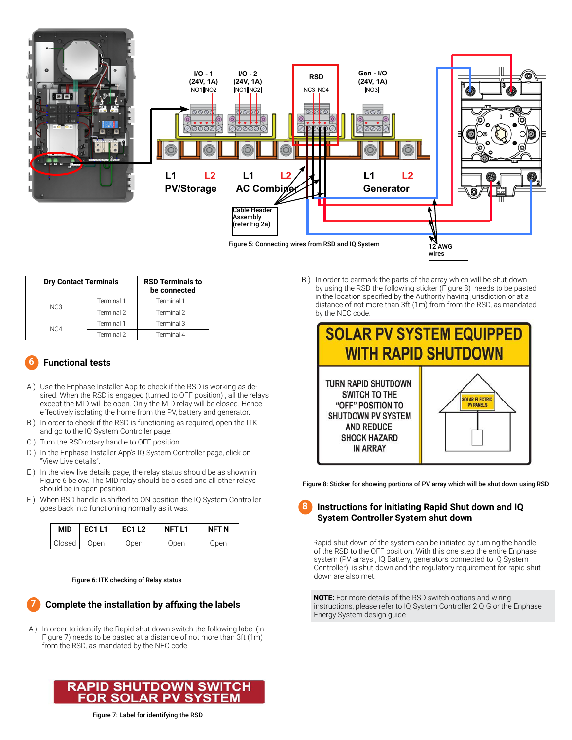Figure 5: Connecting wires from RSD and IQ System

| Dry Contact Terminals | | RSD Terminals to be connected |
|---|---|---|
| NC3 | Terminal 1 | Terminal 1 |
| | Terminal 2 | Terminal 2 |
| NC4 | Terminal 1 | Terminal 3 |
| | Terminal 2 | Terminal 4 |

## 6 Functional tests

A ) Use the Enphase Installer App to check if the RSD is working as desired. When the RSD is engaged (turned to OFF position) , all the relays except the MID will be open. Only the MID relay will be closed. Hence effectively isolating the home from the PV, battery and generator.

B ) In order to check if the RSD is functioning as required, open the ITK and go to the IQ System Controller page.

C ) Turn the RSD rotary handle to OFF position.

D ) In the Enphase Installer App's IQ System Controller page, click on "View Live details".

E ) In the view live details page, the relay status should be as shown in Figure 6 below. The MID relay should be closed and all other relays should be in open position.

F ) When RSD handle is shifted to ON position, the IQ System Controller goes back into functioning normally as it was.

| MID | EC1 L1 | EC1 L2 | NFT L1 | NFT N |
|---|---|---|---|---|
| Closed | Open | Open | Open | Open |

Figure 6: ITK checking of Relay status

## 7 Complete the installation by affixing the labels

A ) In order to identify the Rapid shut down switch the following label (in Figure 7) needs to be pasted at a distance of not more than 3ft (1m) from the RSD, as mandated by the NEC code.

RAPID SHUTDOWN SWITCH FOR SOLAR PV SYSTEM

Figure 7: Label for identifying the RSD

B ) In order to earmark the parts of the array which will be shut down by using the RSD the following sticker (Figure 8) needs to be pasted in the location specified by the Authority having jurisdiction or at a distance of not more than 3ft (1m) from from the RSD, as mandated by the NEC code.

SOLAR PV SYSTEM EQUIPPED WITH RAPID SHUTDOWN

TURN RAPID SHUTDOWN SWITCH TO THE "OFF" POSITION TO SHUTDOWN PV SYSTEM AND REDUCE SHOCK HAZARD IN ARRAY

Figure 8: Sticker for showing portions of PV array which will be shut down using RSD

## 8 Instructions for initiating Rapid Shut down and IQ System Controller System shut down

Rapid shut down of the system can be initiated by turning the handle of the RSD to the OFF position. With this one step the entire Enphase system (PV arrays , IQ Battery, generators connected to IQ System Controller) is shut down and the regulatory requirement for rapid shut down are also met.

**NOTE:** For more details of the RSD switch options and wiring instructions, please refer to IQ System Controller 2 QIG or the Enphase Energy System design guide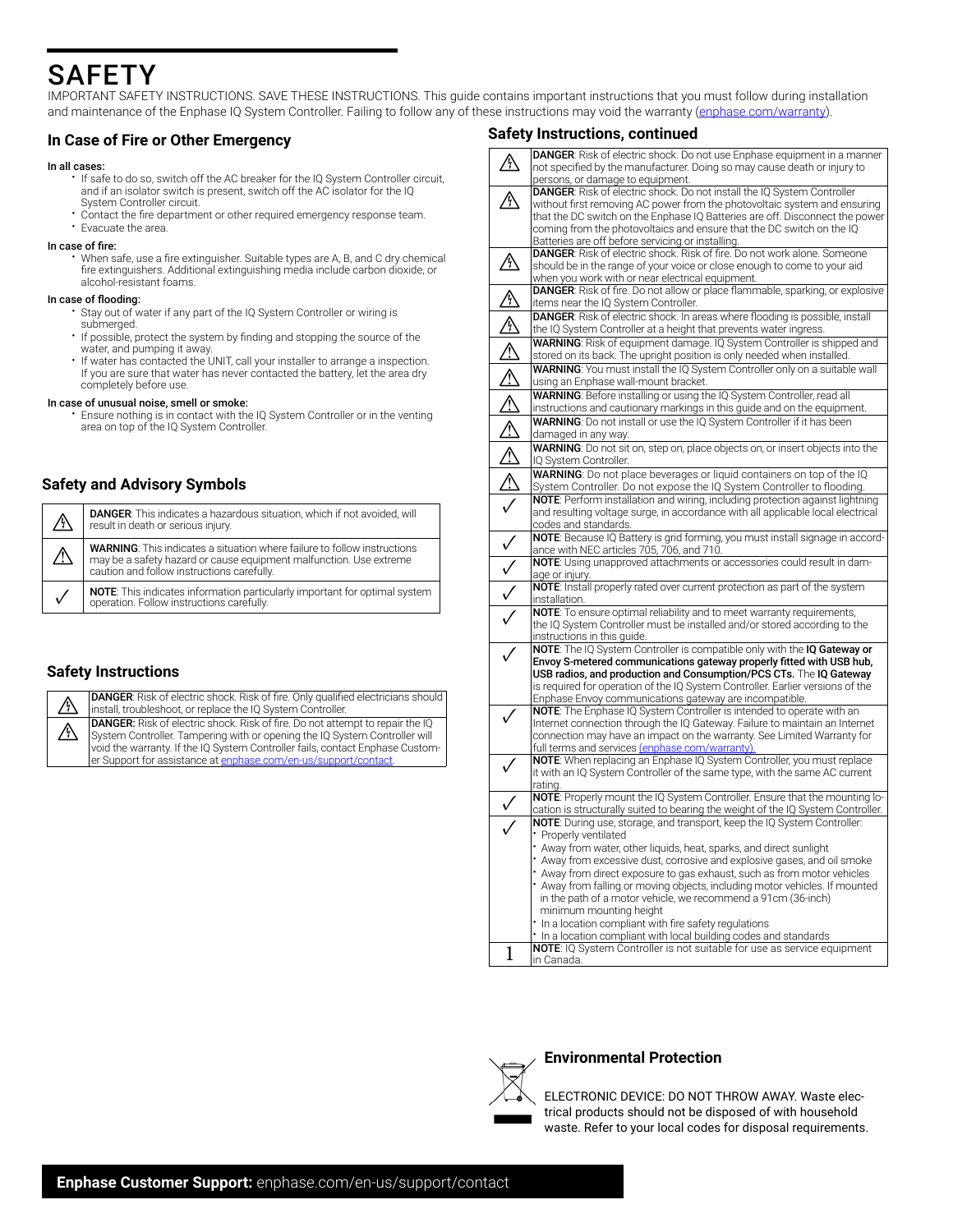# SAFETY

IMPORTANT SAFETY INSTRUCTIONS. SAVE THESE INSTRUCTIONS. This guide contains important instructions that you must follow during installation and maintenance of the Enphase IQ System Controller. Failing to follow any of these instructions may void the warranty (enphase.com/warranty).

## In Case of Fire or Other Emergency

**In all cases:**

- If safe to do so, switch off the AC breaker for the IQ System Controller circuit, and if an isolator switch is present, switch off the AC isolator for the IQ System Controller circuit.
- Contact the fire department or other required emergency response team.
- Evacuate the area.

**In case of fire:**

- When safe, use a fire extinguisher. Suitable types are A, B, and C dry chemical fire extinguishers. Additional extinguishing media include carbon dioxide, or alcohol-resistant foams.

**In case of flooding:**

- Stay out of water if any part of the IQ System Controller or wiring is submerged.
- If possible, protect the system by finding and stopping the source of the water, and pumping it away.
- If water has contacted the UNIT, call your installer to arrange a inspection. If you are sure that water has never contacted the battery, let the area dry completely before use.

**In case of unusual noise, smell or smoke:**

- Ensure nothing is in contact with the IQ System Controller or in the venting area on top of the IQ System Controller.

## Safety and Advisory Symbols

| | |
|---|---|
| ⚠ | **DANGER**: This indicates a hazardous situation, which if not avoided, will result in death or serious injury. |
| ⚠ | **WARNING**: This indicates a situation where failure to follow instructions may be a safety hazard or cause equipment malfunction. Use extreme caution and follow instructions carefully. |
| ✓ | **NOTE**: This indicates information particularly important for optimal system operation. Follow instructions carefully. |

## Safety Instructions

| | |
|---|---|
| ⚠ | **DANGER**: Risk of electric shock. Risk of fire. Only qualified electricians should install, troubleshoot, or replace the IQ System Controller. |
| ⚠ | **DANGER:** Risk of electric shock. Risk of fire. Do not attempt to repair the IQ System Controller. Tampering with or opening the IQ System Controller will void the warranty. If the IQ System Controller fails, contact Enphase Customer Support for assistance at enphase.com/en-us/support/contact. |

## Safety Instructions, continued

| | |
|---|---|
| ⚠ | **DANGER**: Risk of electric shock. Do not use Enphase equipment in a manner not specified by the manufacturer. Doing so may cause death or injury to persons, or damage to equipment. |
| ⚠ | **DANGER**: Risk of electric shock. Do not install the IQ System Controller without first removing AC power from the photovoltaic system and ensuring that the DC switch on the Enphase IQ Batteries are off. Disconnect the power coming from the photovoltaics and ensure that the DC switch on the IQ Batteries are off before servicing or installing. |
| ⚠ | **DANGER**: Risk of electric shock. Risk of fire. Do not work alone. Someone should be in the range of your voice or close enough to come to your aid when you work with or near electrical equipment. |
| ⚠ | **DANGER**: Risk of fire. Do not allow or place flammable, sparking, or explosive items near the IQ System Controller. |
| ⚠ | **DANGER**: Risk of electric shock. In areas where flooding is possible, install the IQ System Controller at a height that prevents water ingress. |
| ⚠ | **WARNING**: Risk of equipment damage. IQ System Controller is shipped and stored on its back. The upright position is only needed when installed. |
| ⚠ | **WARNING**: You must install the IQ System Controller only on a suitable wall using an Enphase wall-mount bracket. |
| ⚠ | **WARNING**: Before installing or using the IQ System Controller, read all instructions and cautionary markings in this guide and on the equipment. |
| ⚠ | **WARNING**: Do not install or use the IQ System Controller if it has been damaged in any way. |
| ⚠ | **WARNING**: Do not sit on, step on, place objects on, or insert objects into the IQ System Controller. |
| ⚠ | **WARNING**: Do not place beverages or liquid containers on top of the IQ System Controller. Do not expose the IQ System Controller to flooding. |
| ✓ | **NOTE**: Perform installation and wiring, including protection against lightning and resulting voltage surge, in accordance with all applicable local electrical codes and standards. |
| ✓ | **NOTE**: Because IQ Battery is grid forming, you must install signage in accordance with NEC articles 705, 706, and 710. |
| ✓ | **NOTE**: Using unapproved attachments or accessories could result in damage or injury. |
| ✓ | **NOTE**: Install properly rated over current protection as part of the system installation. |
| ✓ | **NOTE**: To ensure optimal reliability and to meet warranty requirements, the IQ System Controller must be installed and/or stored according to the instructions in this guide. |
| ✓ | **NOTE**: The IQ System Controller is compatible only with the **IQ Gateway or Envoy S-metered communications gateway properly fitted with USB hub, USB radios, and production and Consumption/PCS CTs.** The **IQ Gateway** is required for operation of the IQ System Controller. Earlier versions of the Enphase Envoy communications gateway are incompatible. |
| ✓ | **NOTE**: The Enphase IQ System Controller is intended to operate with an Internet connection through the IQ Gateway. Failure to maintain an Internet connection may have an impact on the warranty. See Limited Warranty for full terms and services (enphase.com/warranty). |
| ✓ | **NOTE**: When replacing an Enphase IQ System Controller, you must replace it with an IQ System Controller of the same type, with the same AC current rating. |
| ✓ | **NOTE**: Properly mount the IQ System Controller. Ensure that the mounting location is structurally suited to bearing the weight of the IQ System Controller. |
| ✓ | **NOTE**: During use, storage, and transport, keep the IQ System Controller:<br>• Properly ventilated<br>• Away from water, other liquids, heat, sparks, and direct sunlight<br>• Away from excessive dust, corrosive and explosive gases, and oil smoke<br>• Away from direct exposure to gas exhaust, such as from motor vehicles<br>• Away from falling or moving objects, including motor vehicles. If mounted in the path of a motor vehicle, we recommend a 91cm (36-inch) minimum mounting height<br>• In a location compliant with fire safety regulations<br>• In a location compliant with local building codes and standards |
| 1 | **NOTE**: IQ System Controller is not suitable for use as service equipment in Canada. |

## Environmental Protection

ELECTRONIC DEVICE: DO NOT THROW AWAY. Waste electrical products should not be disposed of with household waste. Refer to your local codes for disposal requirements.

**Enphase Customer Support:** enphase.com/en-us/support/contact